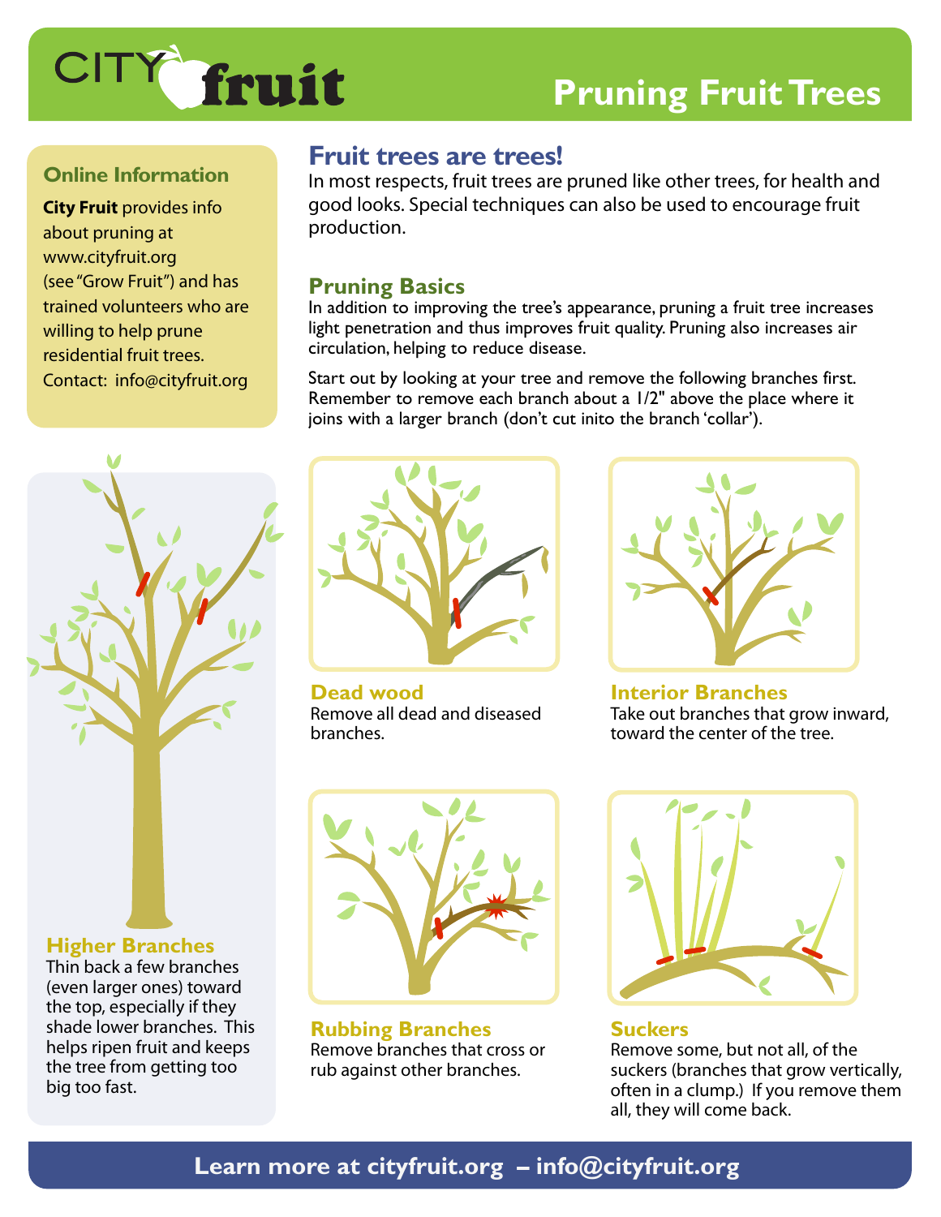# CITY fruit — Pruning Fruit Trees

### Online Information

**City Fruit** provides info about pruning at www.cityfruit.org (see "Grow Fruit") and has trained volunteers who are willing to help prune residential fruit trees. Contact: info@cityfruit.org

## Fruit trees are trees!

In most respects, fruit trees are pruned like other trees, for health and good looks. Special techniques can also be used to encourage fruit production.

### Pruning Basics

In addition to improving the tree's appearance, pruning a fruit tree increases light penetration and thus improves fruit quality. Pruning also increases air circulation, helping to reduce disease.

Start out by looking at your tree and remove the following branches first. Remember to remove each branch about a 1/2" above the place where it joins with a larger branch (don't cut inito the branch 'collar').

### Higher Branches

Thin back a few branches (even larger ones) toward the top, especially if they shade lower branches. This helps ripen fruit and keeps the tree from getting too big too fast.

### Dead wood

Remove all dead and diseased branches.

### Interior Branches

Take out branches that grow inward, toward the center of the tree.

### Rubbing Branches

Remove branches that cross or rub against other branches.

### Suckers

Remove some, but not all, of the suckers (branches that grow vertically, often in a clump.) If you remove them all, they will come back.

**Learn more at cityfruit.org – info@cityfruit.org**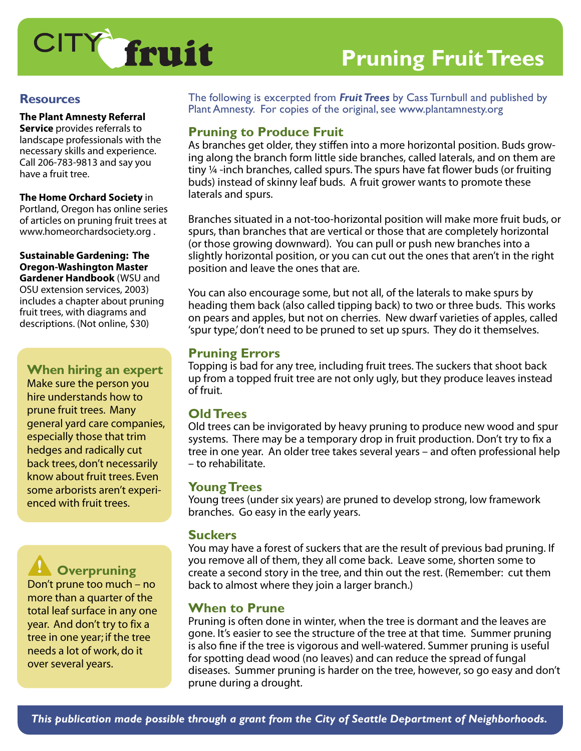# CITY fruit

# Pruning Fruit Trees

## Resources

**The Plant Amnesty Referral Service** provides referrals to landscape professionals with the necessary skills and experience. Call 206-783-9813 and say you have a fruit tree.

**The Home Orchard Society** in Portland, Oregon has online series of articles on pruning fruit trees at www.homeorchardsociety.org .

**Sustainable Gardening: The Oregon-Washington Master Gardener Handbook** (WSU and OSU extension services, 2003) includes a chapter about pruning fruit trees, with diagrams and descriptions. (Not online, $30)

### When hiring an expert

Make sure the person you hire understands how to prune fruit trees. Many general yard care companies, especially those that trim hedges and radically cut back trees, don't necessarily know about fruit trees. Even some arborists aren't experienced with fruit trees.

### Overpruning

Don't prune too much – no more than a quarter of the total leaf surface in any one year. And don't try to fix a tree in one year; if the tree needs a lot of work, do it over several years.

The following is excerpted from ***Fruit Trees*** by Cass Turnbull and published by Plant Amnesty. For copies of the original, see www.plantamnesty.org

## Pruning to Produce Fruit

As branches get older, they stiffen into a more horizontal position. Buds growing along the branch form little side branches, called laterals, and on them are tiny ¼ -inch branches, called spurs. The spurs have fat flower buds (or fruiting buds) instead of skinny leaf buds. A fruit grower wants to promote these laterals and spurs.

Branches situated in a not-too-horizontal position will make more fruit buds, or spurs, than branches that are vertical or those that are completely horizontal (or those growing downward). You can pull or push new branches into a slightly horizontal position, or you can cut out the ones that aren't in the right position and leave the ones that are.

You can also encourage some, but not all, of the laterals to make spurs by heading them back (also called tipping back) to two or three buds. This works on pears and apples, but not on cherries. New dwarf varieties of apples, called 'spur type,' don't need to be pruned to set up spurs. They do it themselves.

## Pruning Errors

Topping is bad for any tree, including fruit trees. The suckers that shoot back up from a topped fruit tree are not only ugly, but they produce leaves instead of fruit.

## Old Trees

Old trees can be invigorated by heavy pruning to produce new wood and spur systems. There may be a temporary drop in fruit production. Don't try to fix a tree in one year. An older tree takes several years – and often professional help – to rehabilitate.

## Young Trees

Young trees (under six years) are pruned to develop strong, low framework branches. Go easy in the early years.

## Suckers

You may have a forest of suckers that are the result of previous bad pruning. If you remove all of them, they all come back. Leave some, shorten some to create a second story in the tree, and thin out the rest. (Remember: cut them back to almost where they join a larger branch.)

## When to Prune

Pruning is often done in winter, when the tree is dormant and the leaves are gone. It's easier to see the structure of the tree at that time. Summer pruning is also fine if the tree is vigorous and well-watered. Summer pruning is useful for spotting dead wood (no leaves) and can reduce the spread of fungal diseases. Summer pruning is harder on the tree, however, so go easy and don't prune during a drought.

*This publication made possible through a grant from the City of Seattle Department of Neighborhoods.*